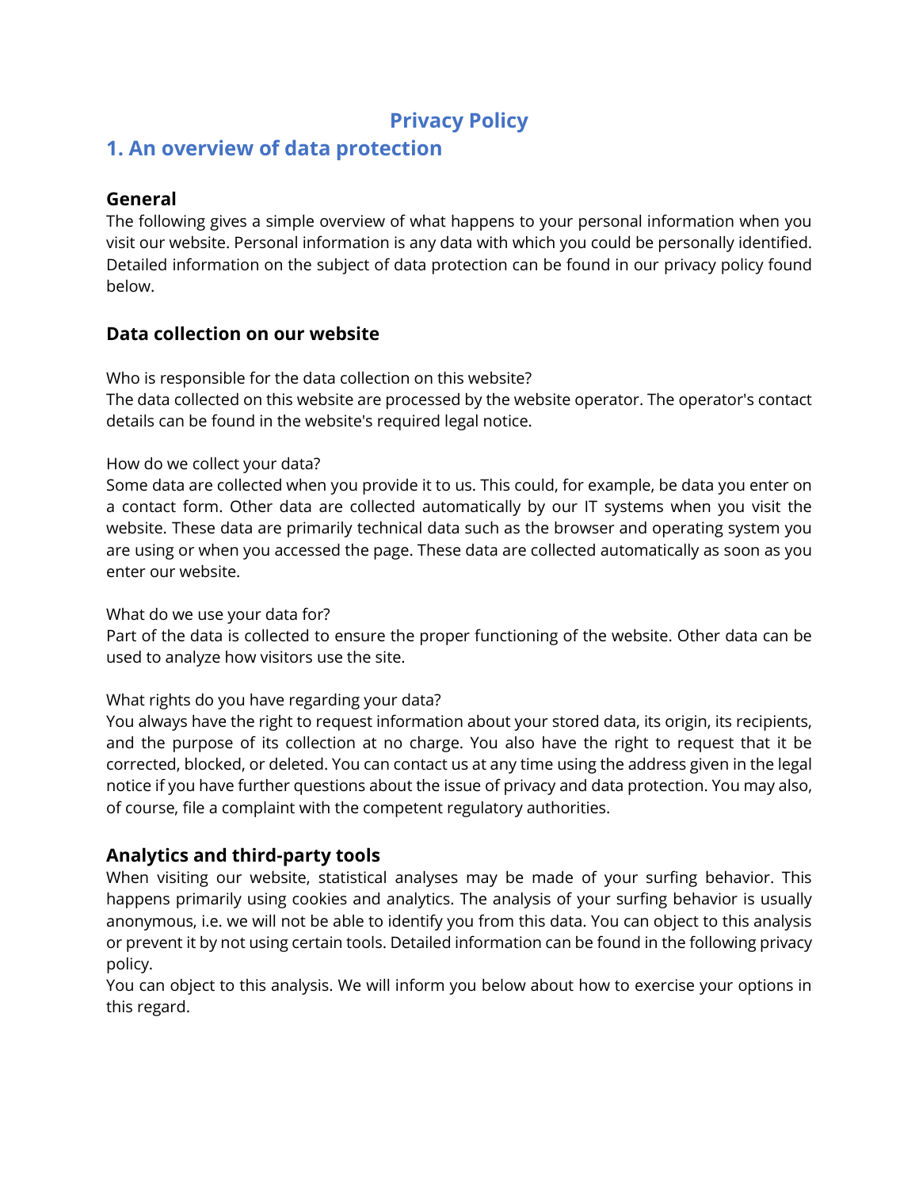# Privacy Policy

## 1. An overview of data protection

### General

The following gives a simple overview of what happens to your personal information when you visit our website. Personal information is any data with which you could be personally identified. Detailed information on the subject of data protection can be found in our privacy policy found below.

### Data collection on our website

Who is responsible for the data collection on this website?
The data collected on this website are processed by the website operator. The operator's contact details can be found in the website's required legal notice.

How do we collect your data?
Some data are collected when you provide it to us. This could, for example, be data you enter on a contact form. Other data are collected automatically by our IT systems when you visit the website. These data are primarily technical data such as the browser and operating system you are using or when you accessed the page. These data are collected automatically as soon as you enter our website.

What do we use your data for?
Part of the data is collected to ensure the proper functioning of the website. Other data can be used to analyze how visitors use the site.

What rights do you have regarding your data?
You always have the right to request information about your stored data, its origin, its recipients, and the purpose of its collection at no charge. You also have the right to request that it be corrected, blocked, or deleted. You can contact us at any time using the address given in the legal notice if you have further questions about the issue of privacy and data protection. You may also, of course, file a complaint with the competent regulatory authorities.

### Analytics and third-party tools

When visiting our website, statistical analyses may be made of your surfing behavior. This happens primarily using cookies and analytics. The analysis of your surfing behavior is usually anonymous, i.e. we will not be able to identify you from this data. You can object to this analysis or prevent it by not using certain tools. Detailed information can be found in the following privacy policy.
You can object to this analysis. We will inform you below about how to exercise your options in this regard.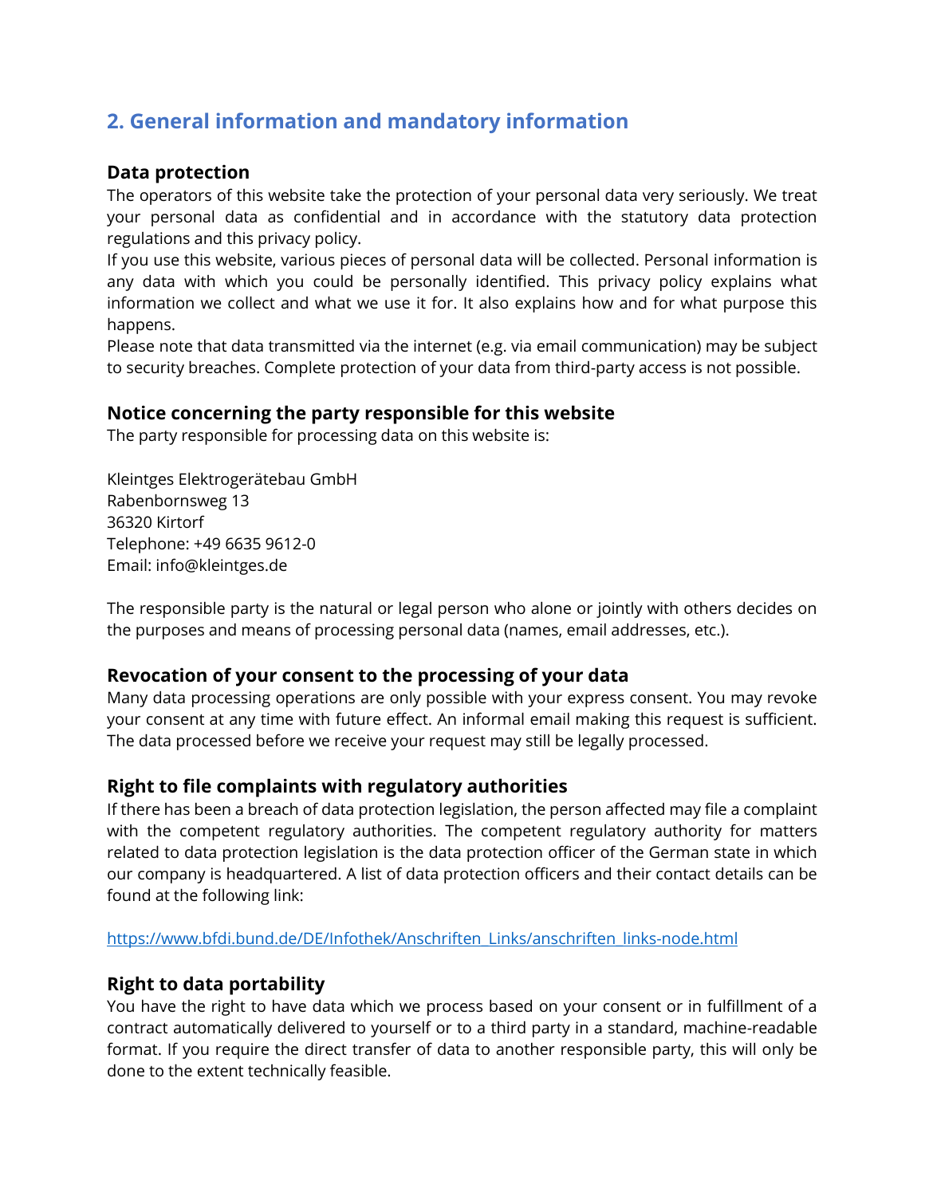## 2. General information and mandatory information

### Data protection

The operators of this website take the protection of your personal data very seriously. We treat your personal data as confidential and in accordance with the statutory data protection regulations and this privacy policy.

If you use this website, various pieces of personal data will be collected. Personal information is any data with which you could be personally identified. This privacy policy explains what information we collect and what we use it for. It also explains how and for what purpose this happens.

Please note that data transmitted via the internet (e.g. via email communication) may be subject to security breaches. Complete protection of your data from third-party access is not possible.

### Notice concerning the party responsible for this website

The party responsible for processing data on this website is:

Kleintges Elektrogerätebau GmbH
Rabenbornsweg 13
36320 Kirtorf
Telephone: +49 6635 9612-0
Email: info@kleintges.de

The responsible party is the natural or legal person who alone or jointly with others decides on the purposes and means of processing personal data (names, email addresses, etc.).

### Revocation of your consent to the processing of your data

Many data processing operations are only possible with your express consent. You may revoke your consent at any time with future effect. An informal email making this request is sufficient. The data processed before we receive your request may still be legally processed.

### Right to file complaints with regulatory authorities

If there has been a breach of data protection legislation, the person affected may file a complaint with the competent regulatory authorities. The competent regulatory authority for matters related to data protection legislation is the data protection officer of the German state in which our company is headquartered. A list of data protection officers and their contact details can be found at the following link:

https://www.bfdi.bund.de/DE/Infothek/Anschriften_Links/anschriften_links-node.html

### Right to data portability

You have the right to have data which we process based on your consent or in fulfillment of a contract automatically delivered to yourself or to a third party in a standard, machine-readable format. If you require the direct transfer of data to another responsible party, this will only be done to the extent technically feasible.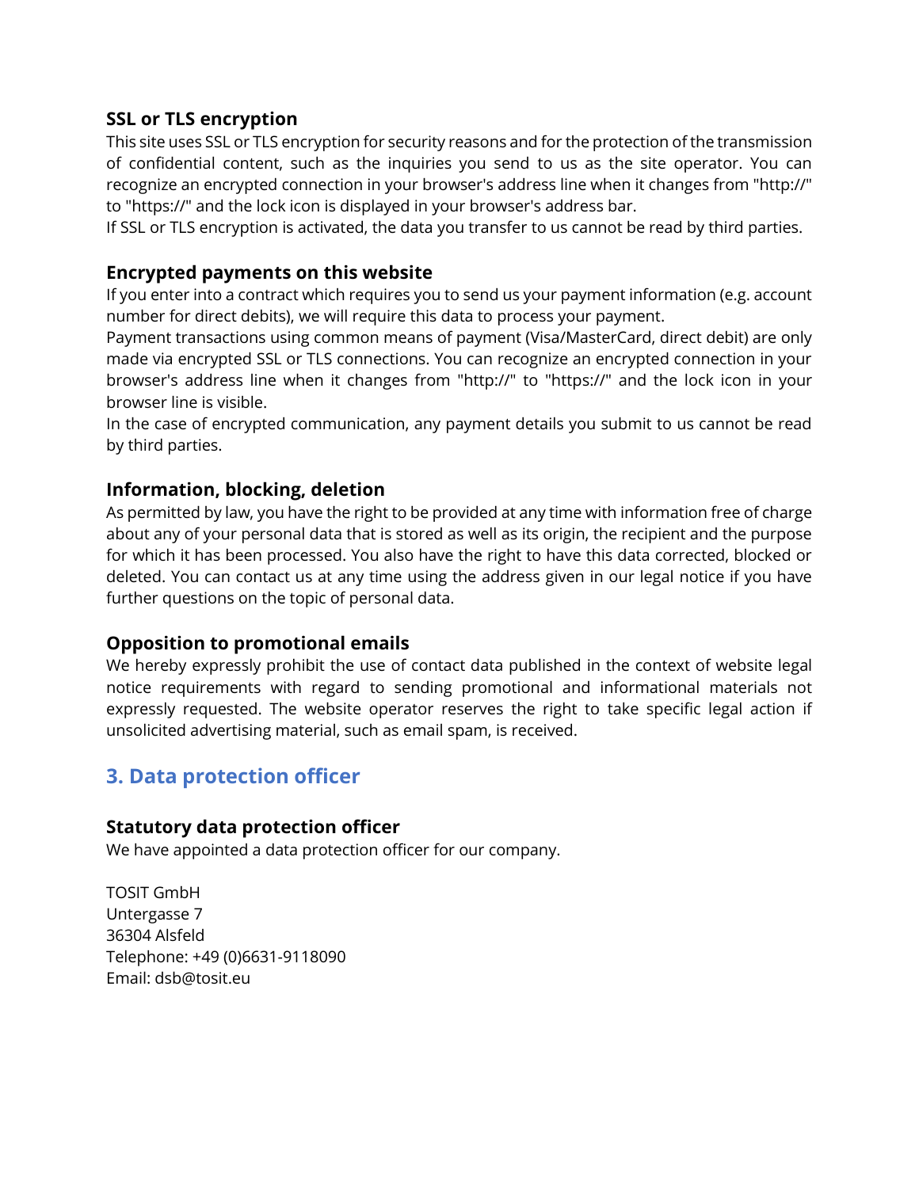### SSL or TLS encryption

This site uses SSL or TLS encryption for security reasons and for the protection of the transmission of confidential content, such as the inquiries you send to us as the site operator. You can recognize an encrypted connection in your browser's address line when it changes from "http://" to "https://" and the lock icon is displayed in your browser's address bar.
If SSL or TLS encryption is activated, the data you transfer to us cannot be read by third parties.

### Encrypted payments on this website

If you enter into a contract which requires you to send us your payment information (e.g. account number for direct debits), we will require this data to process your payment.
Payment transactions using common means of payment (Visa/MasterCard, direct debit) are only made via encrypted SSL or TLS connections. You can recognize an encrypted connection in your browser's address line when it changes from "http://" to "https://" and the lock icon in your browser line is visible.
In the case of encrypted communication, any payment details you submit to us cannot be read by third parties.

### Information, blocking, deletion

As permitted by law, you have the right to be provided at any time with information free of charge about any of your personal data that is stored as well as its origin, the recipient and the purpose for which it has been processed. You also have the right to have this data corrected, blocked or deleted. You can contact us at any time using the address given in our legal notice if you have further questions on the topic of personal data.

### Opposition to promotional emails

We hereby expressly prohibit the use of contact data published in the context of website legal notice requirements with regard to sending promotional and informational materials not expressly requested. The website operator reserves the right to take specific legal action if unsolicited advertising material, such as email spam, is received.

## 3. Data protection officer

### Statutory data protection officer

We have appointed a data protection officer for our company.

TOSIT GmbH
Untergasse 7
36304 Alsfeld
Telephone: +49 (0)6631-9118090
Email: dsb@tosit.eu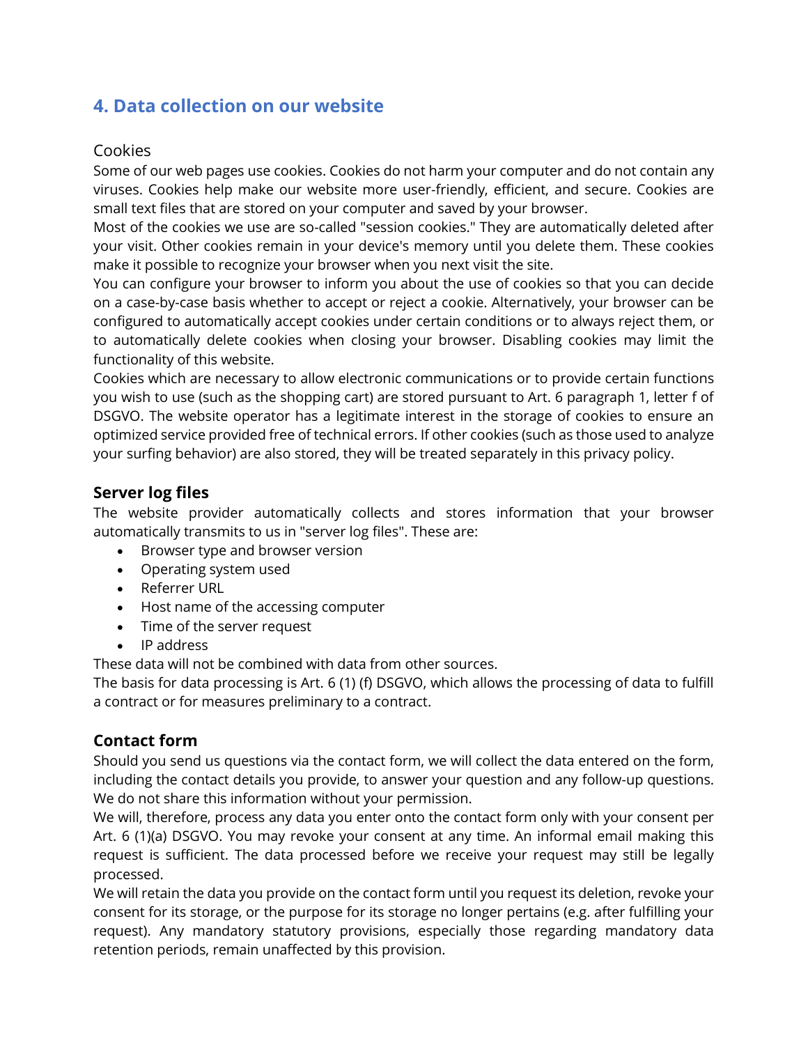## 4. Data collection on our website

### Cookies

Some of our web pages use cookies. Cookies do not harm your computer and do not contain any viruses. Cookies help make our website more user-friendly, efficient, and secure. Cookies are small text files that are stored on your computer and saved by your browser.

Most of the cookies we use are so-called "session cookies." They are automatically deleted after your visit. Other cookies remain in your device's memory until you delete them. These cookies make it possible to recognize your browser when you next visit the site.

You can configure your browser to inform you about the use of cookies so that you can decide on a case-by-case basis whether to accept or reject a cookie. Alternatively, your browser can be configured to automatically accept cookies under certain conditions or to always reject them, or to automatically delete cookies when closing your browser. Disabling cookies may limit the functionality of this website.

Cookies which are necessary to allow electronic communications or to provide certain functions you wish to use (such as the shopping cart) are stored pursuant to Art. 6 paragraph 1, letter f of DSGVO. The website operator has a legitimate interest in the storage of cookies to ensure an optimized service provided free of technical errors. If other cookies (such as those used to analyze your surfing behavior) are also stored, they will be treated separately in this privacy policy.

### Server log files

The website provider automatically collects and stores information that your browser automatically transmits to us in "server log files". These are:

- Browser type and browser version
- Operating system used
- Referrer URL
- Host name of the accessing computer
- Time of the server request
- IP address

These data will not be combined with data from other sources.

The basis for data processing is Art. 6 (1) (f) DSGVO, which allows the processing of data to fulfill a contract or for measures preliminary to a contract.

### Contact form

Should you send us questions via the contact form, we will collect the data entered on the form, including the contact details you provide, to answer your question and any follow-up questions. We do not share this information without your permission.

We will, therefore, process any data you enter onto the contact form only with your consent per Art. 6 (1)(a) DSGVO. You may revoke your consent at any time. An informal email making this request is sufficient. The data processed before we receive your request may still be legally processed.

We will retain the data you provide on the contact form until you request its deletion, revoke your consent for its storage, or the purpose for its storage no longer pertains (e.g. after fulfilling your request). Any mandatory statutory provisions, especially those regarding mandatory data retention periods, remain unaffected by this provision.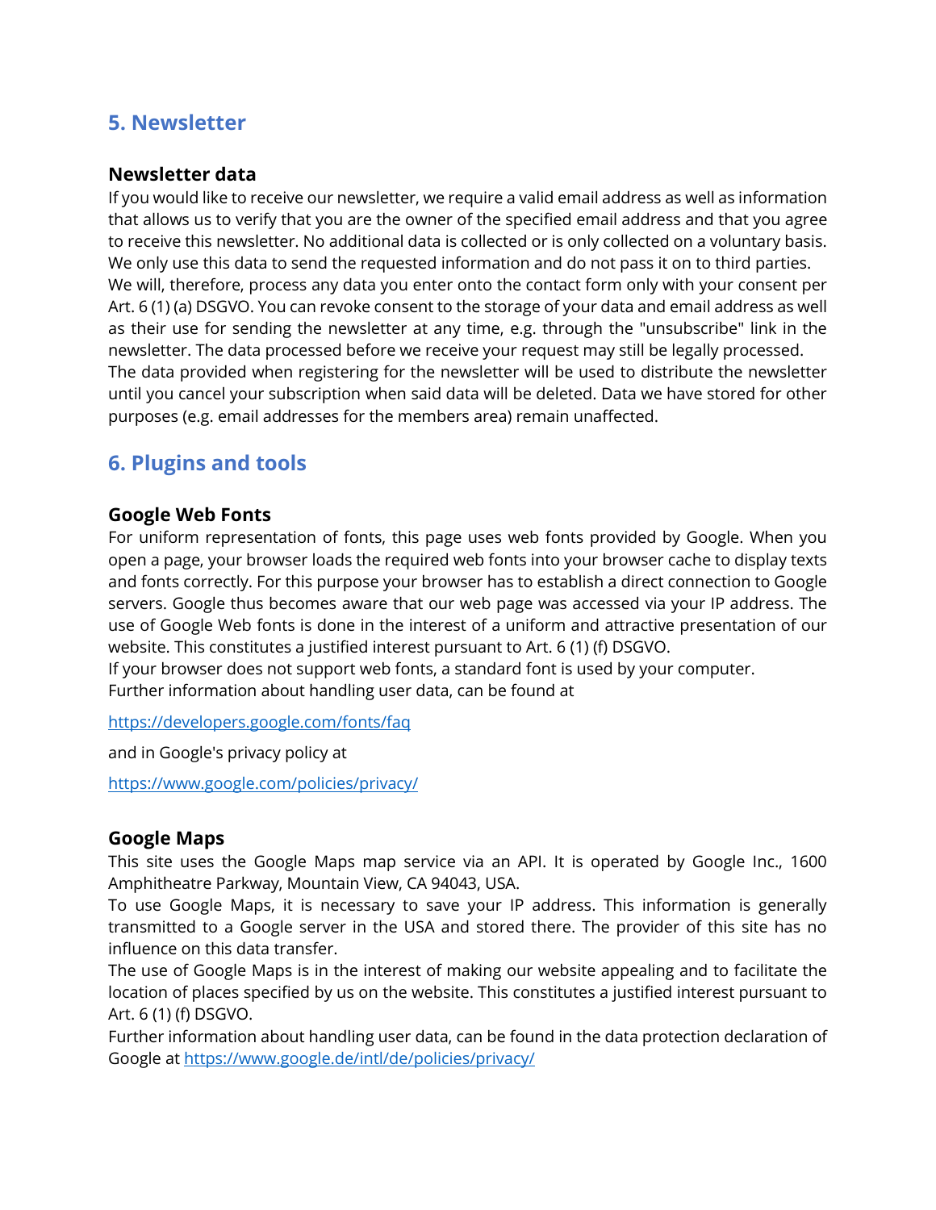## 5. Newsletter

### Newsletter data

If you would like to receive our newsletter, we require a valid email address as well as information that allows us to verify that you are the owner of the specified email address and that you agree to receive this newsletter. No additional data is collected or is only collected on a voluntary basis. We only use this data to send the requested information and do not pass it on to third parties.
We will, therefore, process any data you enter onto the contact form only with your consent per Art. 6 (1) (a) DSGVO. You can revoke consent to the storage of your data and email address as well as their use for sending the newsletter at any time, e.g. through the "unsubscribe" link in the newsletter. The data processed before we receive your request may still be legally processed.
The data provided when registering for the newsletter will be used to distribute the newsletter until you cancel your subscription when said data will be deleted. Data we have stored for other purposes (e.g. email addresses for the members area) remain unaffected.

## 6. Plugins and tools

### Google Web Fonts

For uniform representation of fonts, this page uses web fonts provided by Google. When you open a page, your browser loads the required web fonts into your browser cache to display texts and fonts correctly. For this purpose your browser has to establish a direct connection to Google servers. Google thus becomes aware that our web page was accessed via your IP address. The use of Google Web fonts is done in the interest of a uniform and attractive presentation of our website. This constitutes a justified interest pursuant to Art. 6 (1) (f) DSGVO.
If your browser does not support web fonts, a standard font is used by your computer.
Further information about handling user data, can be found at

https://developers.google.com/fonts/faq

and in Google's privacy policy at

https://www.google.com/policies/privacy/

### Google Maps

This site uses the Google Maps map service via an API. It is operated by Google Inc., 1600 Amphitheatre Parkway, Mountain View, CA 94043, USA.
To use Google Maps, it is necessary to save your IP address. This information is generally transmitted to a Google server in the USA and stored there. The provider of this site has no influence on this data transfer.
The use of Google Maps is in the interest of making our website appealing and to facilitate the location of places specified by us on the website. This constitutes a justified interest pursuant to Art. 6 (1) (f) DSGVO.
Further information about handling user data, can be found in the data protection declaration of Google at https://www.google.de/intl/de/policies/privacy/